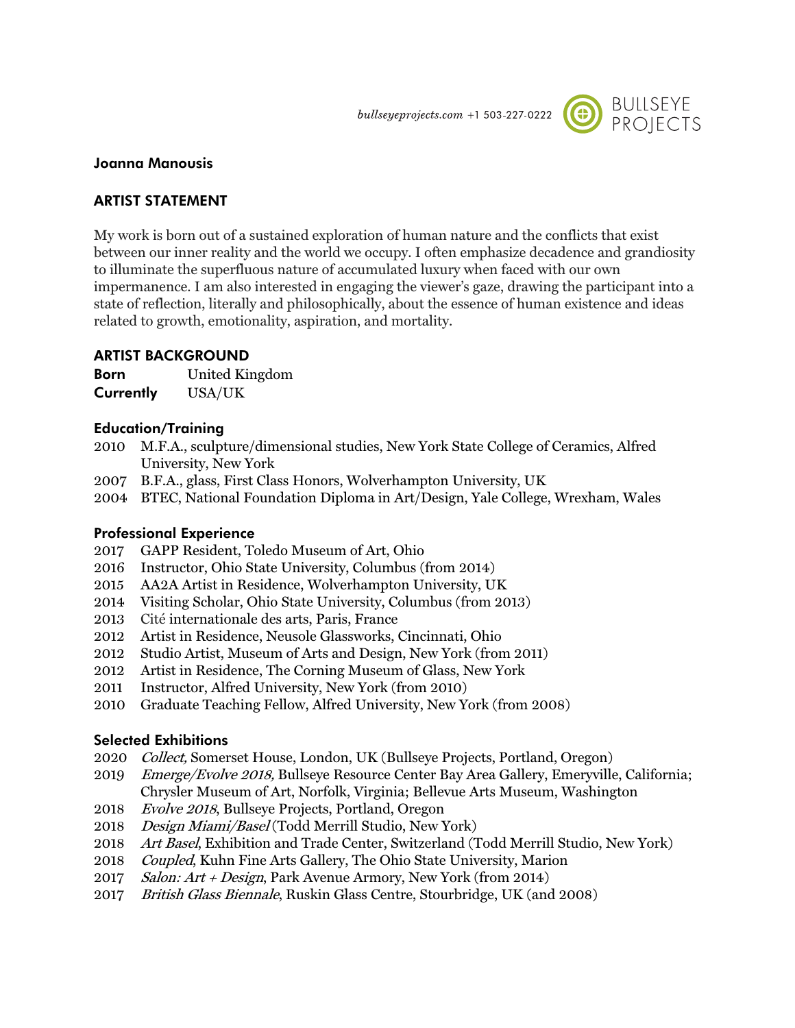bullseyeprojects.com +1 503-227-0222 BULLSEYE PROJECTS

# Joanna Manousis

## ARTIST STATEMENT

My work is born out of a sustained exploration of human nature and the conflicts that exist between our inner reality and the world we occupy. I often emphasize decadence and grandiosity to illuminate the superfluous nature of accumulated luxury when faced with our own impermanence. I am also interested in engaging the viewer's gaze, drawing the participant into a state of reflection, literally and philosophically, about the essence of human existence and ideas related to growth, emotionality, aspiration, and mortality.

## ARTIST BACKGROUND

**Born** United Kingdom
**Currently** USA/UK

### Education/Training

- 2010 M.F.A., sculpture/dimensional studies, New York State College of Ceramics, Alfred University, New York
- 2007 B.F.A., glass, First Class Honors, Wolverhampton University, UK
- 2004 BTEC, National Foundation Diploma in Art/Design, Yale College, Wrexham, Wales

### Professional Experience

- 2017 GAPP Resident, Toledo Museum of Art, Ohio
- 2016 Instructor, Ohio State University, Columbus (from 2014)
- 2015 AA2A Artist in Residence, Wolverhampton University, UK
- 2014 Visiting Scholar, Ohio State University, Columbus (from 2013)
- 2013 Cité internationale des arts, Paris, France
- 2012 Artist in Residence, Neusole Glassworks, Cincinnati, Ohio
- 2012 Studio Artist, Museum of Arts and Design, New York (from 2011)
- 2012 Artist in Residence, The Corning Museum of Glass, New York
- 2011 Instructor, Alfred University, New York (from 2010)
- 2010 Graduate Teaching Fellow, Alfred University, New York (from 2008)

### Selected Exhibitions

- 2020 *Collect,* Somerset House, London, UK (Bullseye Projects, Portland, Oregon)
- 2019 *Emerge/Evolve 2018,* Bullseye Resource Center Bay Area Gallery, Emeryville, California; Chrysler Museum of Art, Norfolk, Virginia; Bellevue Arts Museum, Washington
- 2018 *Evolve 2018*, Bullseye Projects, Portland, Oregon
- 2018 *Design Miami/Basel* (Todd Merrill Studio, New York)
- 2018 *Art Basel*, Exhibition and Trade Center, Switzerland (Todd Merrill Studio, New York)
- 2018 *Coupled*, Kuhn Fine Arts Gallery, The Ohio State University, Marion
- 2017 *Salon: Art + Design*, Park Avenue Armory, New York (from 2014)
- 2017 *British Glass Biennale*, Ruskin Glass Centre, Stourbridge, UK (and 2008)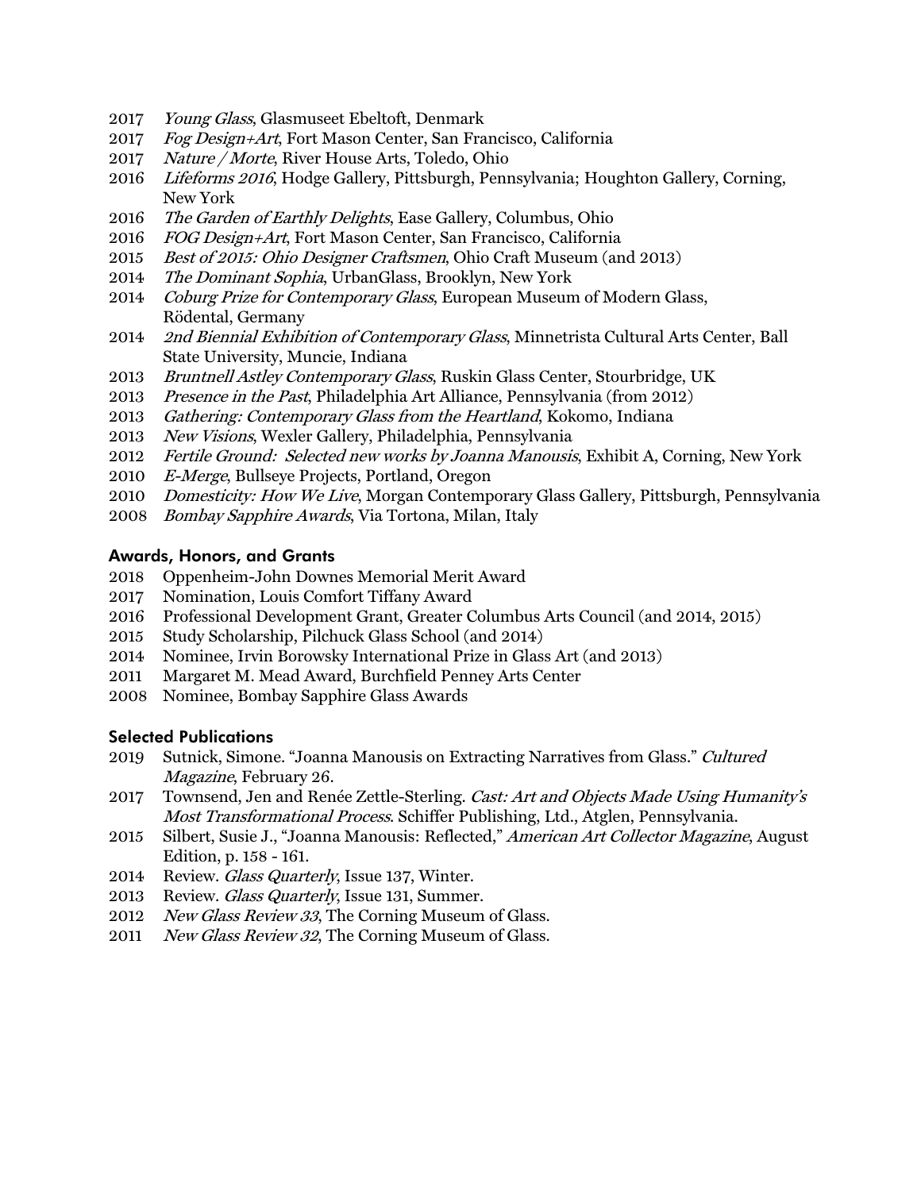2017 *Young Glass*, Glasmuseet Ebeltoft, Denmark
2017 *Fog Design+Art*, Fort Mason Center, San Francisco, California
2017 *Nature / Morte*, River House Arts, Toledo, Ohio
2016 *Lifeforms 2016*, Hodge Gallery, Pittsburgh, Pennsylvania; Houghton Gallery, Corning, New York
2016 *The Garden of Earthly Delights*, Ease Gallery, Columbus, Ohio
2016 *FOG Design+Art*, Fort Mason Center, San Francisco, California
2015 *Best of 2015: Ohio Designer Craftsmen*, Ohio Craft Museum (and 2013)
2014 *The Dominant Sophia*, UrbanGlass, Brooklyn, New York
2014 *Coburg Prize for Contemporary Glass*, European Museum of Modern Glass, Rödental, Germany
2014 *2nd Biennial Exhibition of Contemporary Glass*, Minnetrista Cultural Arts Center, Ball State University, Muncie, Indiana
2013 *Bruntnell Astley Contemporary Glass*, Ruskin Glass Center, Stourbridge, UK
2013 *Presence in the Past*, Philadelphia Art Alliance, Pennsylvania (from 2012)
2013 *Gathering: Contemporary Glass from the Heartland*, Kokomo, Indiana
2013 *New Visions*, Wexler Gallery, Philadelphia, Pennsylvania
2012 *Fertile Ground: Selected new works by Joanna Manousis*, Exhibit A, Corning, New York
2010 *E-Merge*, Bullseye Projects, Portland, Oregon
2010 *Domesticity: How We Live*, Morgan Contemporary Glass Gallery, Pittsburgh, Pennsylvania
2008 *Bombay Sapphire Awards*, Via Tortona, Milan, Italy

## Awards, Honors, and Grants

2018 Oppenheim-John Downes Memorial Merit Award
2017 Nomination, Louis Comfort Tiffany Award
2016 Professional Development Grant, Greater Columbus Arts Council (and 2014, 2015)
2015 Study Scholarship, Pilchuck Glass School (and 2014)
2014 Nominee, Irvin Borowsky International Prize in Glass Art (and 2013)
2011 Margaret M. Mead Award, Burchfield Penney Arts Center
2008 Nominee, Bombay Sapphire Glass Awards

## Selected Publications

2019 Sutnick, Simone. "Joanna Manousis on Extracting Narratives from Glass." *Cultured Magazine*, February 26.
2017 Townsend, Jen and Renée Zettle-Sterling. *Cast: Art and Objects Made Using Humanity's Most Transformational Process*. Schiffer Publishing, Ltd., Atglen, Pennsylvania.
2015 Silbert, Susie J., "Joanna Manousis: Reflected," *American Art Collector Magazine*, August Edition, p. 158 - 161.
2014 Review. *Glass Quarterly*, Issue 137, Winter.
2013 Review. *Glass Quarterly*, Issue 131, Summer.
2012 *New Glass Review 33*, The Corning Museum of Glass.
2011 *New Glass Review 32*, The Corning Museum of Glass.